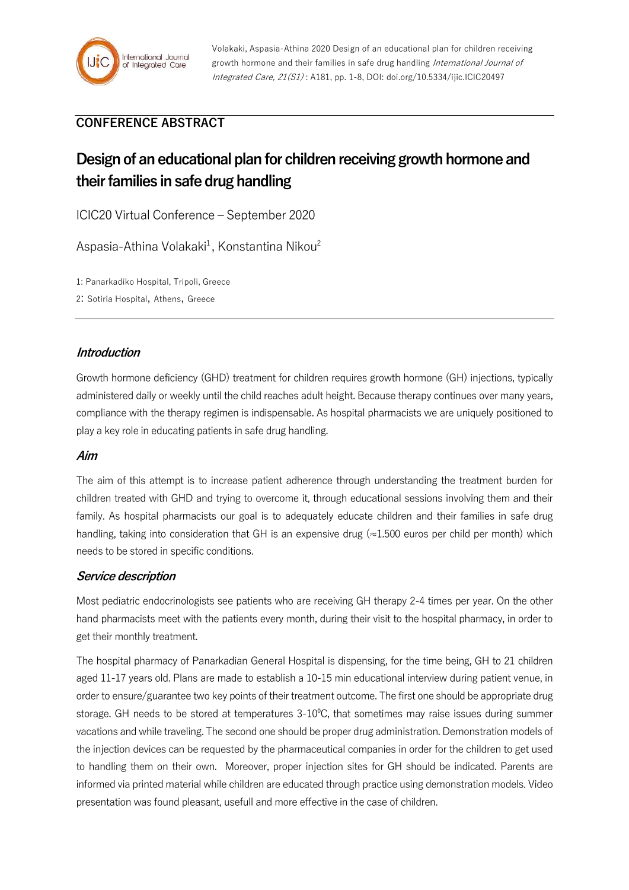Volakaki, Aspasia-Athina 2020 Design of an educational plan for children receiving growth hormone and their families in safe drug handling *International Journal of Integrated Care, 21(S1)* : A181, pp. 1-8, DOI: doi.org/10.5334/ijic.ICIC20497

## CONFERENCE ABSTRACT

# Design of an educational plan for children receiving growth hormone and their families in safe drug handling

ICIC20 Virtual Conference – September 2020

Aspasia-Athina Volakaki[1], Konstantina Nikou[2]

1: Panarkadiko Hospital, Tripoli, Greece

2: Sotiria Hospital, Athens, Greece

### *Introduction*

Growth hormone deficiency (GHD) treatment for children requires growth hormone (GH) injections, typically administered daily or weekly until the child reaches adult height. Because therapy continues over many years, compliance with the therapy regimen is indispensable. As hospital pharmacists we are uniquely positioned to play a key role in educating patients in safe drug handling.

### *Aim*

The aim of this attempt is to increase patient adherence through understanding the treatment burden for children treated with GHD and trying to overcome it, through educational sessions involving them and their family. As hospital pharmacists our goal is to adequately educate children and their families in safe drug handling, taking into consideration that GH is an expensive drug (≈1.500 euros per child per month) which needs to be stored in specific conditions.

### *Service description*

Most pediatric endocrinologists see patients who are receiving GH therapy 2-4 times per year. On the other hand pharmacists meet with the patients every month, during their visit to the hospital pharmacy, in order to get their monthly treatment.

The hospital pharmacy of Panarkadian General Hospital is dispensing, for the time being, GH to 21 children aged 11-17 years old. Plans are made to establish a 10-15 min educational interview during patient venue, in order to ensure/guarantee two key points of their treatment outcome. The first one should be appropriate drug storage. GH needs to be stored at temperatures 3-10$^{0}$C, that sometimes may raise issues during summer vacations and while traveling. The second one should be proper drug administration. Demonstration models of the injection devices can be requested by the pharmaceutical companies in order for the children to get used to handling them on their own. Moreover, proper injection sites for GH should be indicated. Parents are informed via printed material while children are educated through practice using demonstration models. Video presentation was found pleasant, usefull and more effective in the case of children.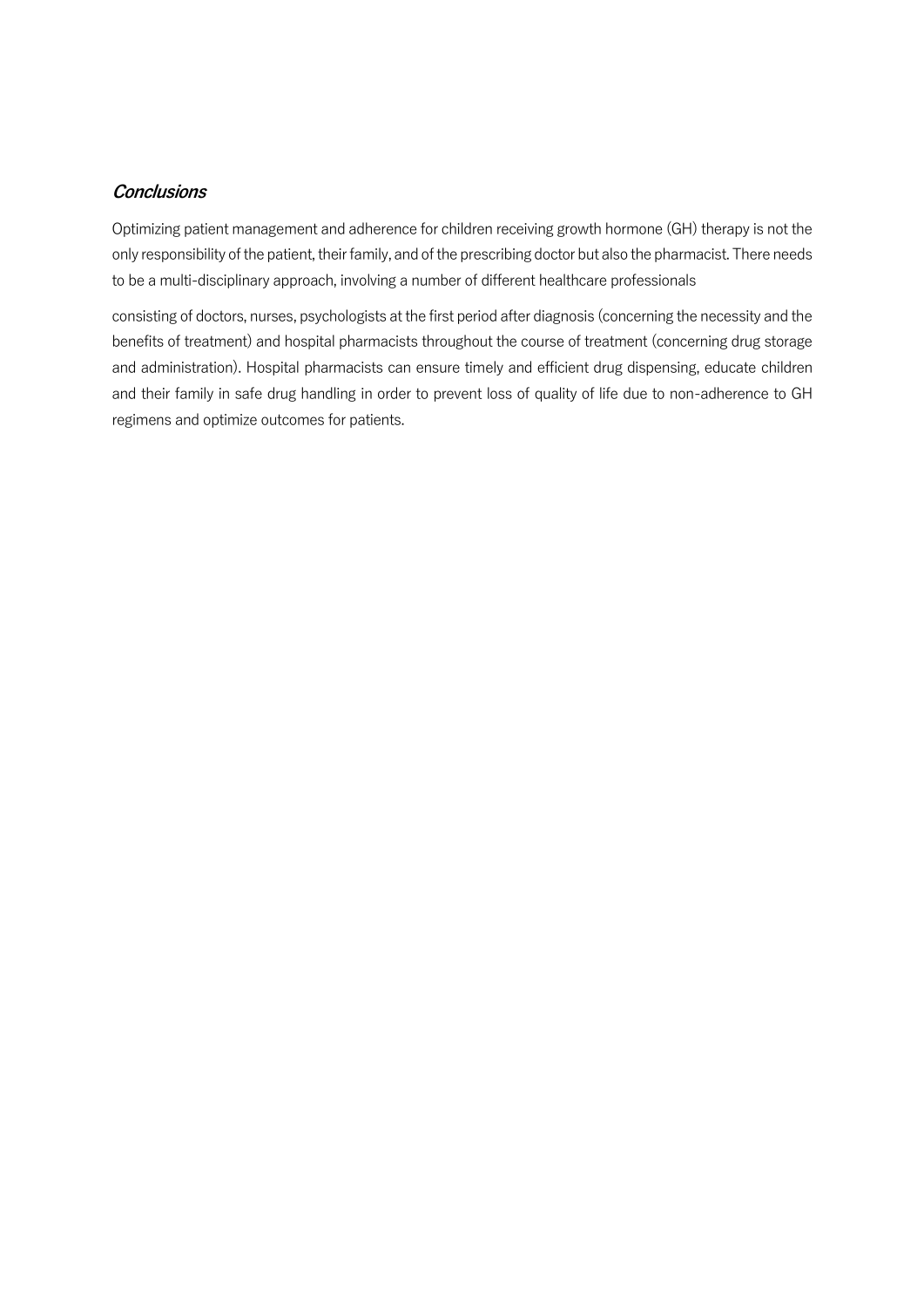### *Conclusions*

Optimizing patient management and adherence for children receiving growth hormone (GH) therapy is not the only responsibility of the patient, their family, and of the prescribing doctor but also the pharmacist. There needs to be a multi-disciplinary approach, involving a number of different healthcare professionals

consisting of doctors, nurses, psychologists at the first period after diagnosis (concerning the necessity and the benefits of treatment) and hospital pharmacists throughout the course of treatment (concerning drug storage and administration). Hospital pharmacists can ensure timely and efficient drug dispensing, educate children and their family in safe drug handling in order to prevent loss of quality of life due to non-adherence to GH regimens and optimize outcomes for patients.